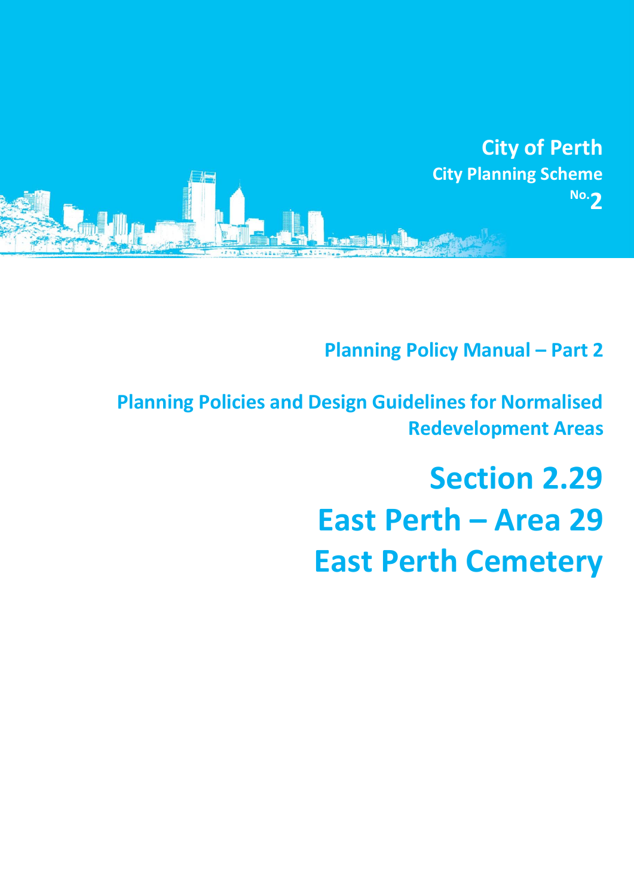**City of Perth**
**City Planning Scheme**
**No. 2**

## Planning Policy Manual – Part 2

## Planning Policies and Design Guidelines for Normalised Redevelopment Areas

# Section 2.29
# East Perth – Area 29
# East Perth Cemetery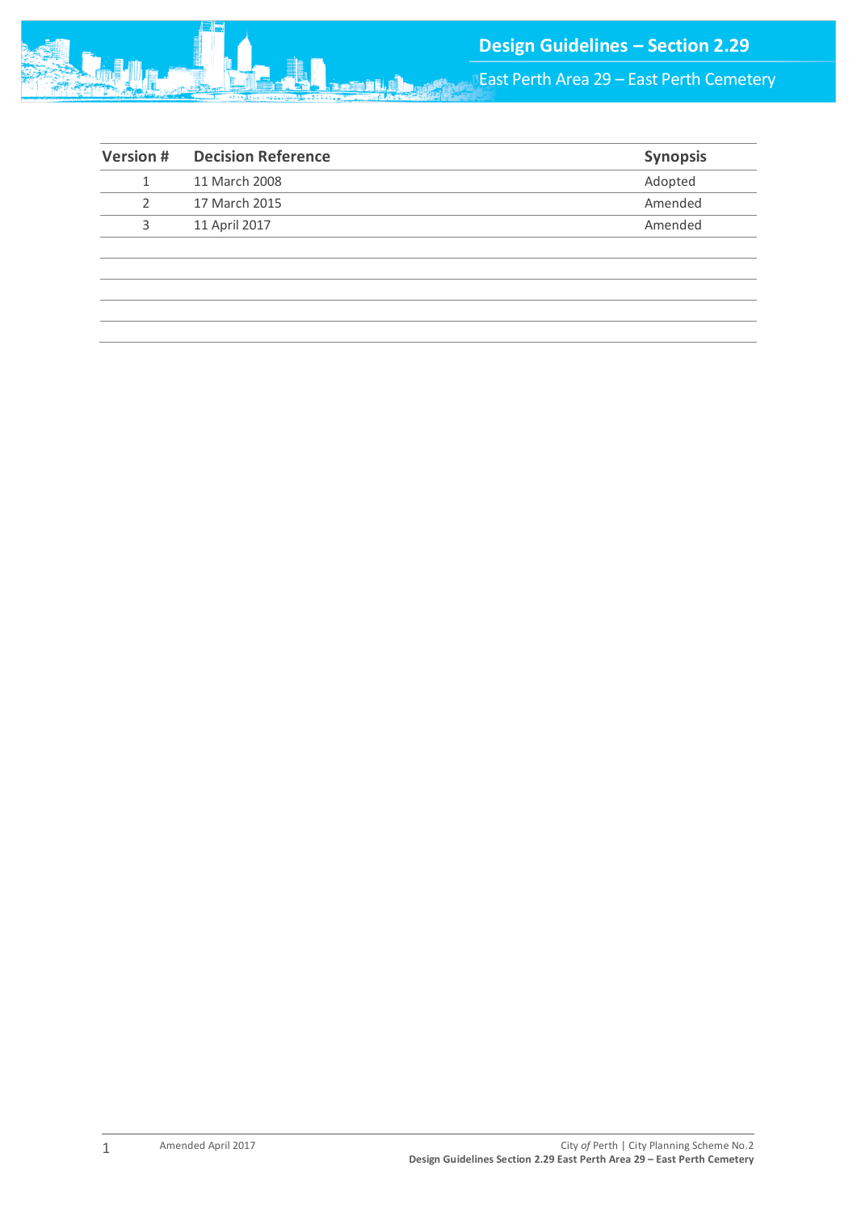| Version # | Decision Reference | Synopsis |
| --- | --- | --- |
| 1 | 11 March 2008 | Adopted |
| 2 | 17 March 2015 | Amended |
| 3 | 11 April 2017 | Amended |
| | | |
| | | |
| | | |
| | | |
| | | |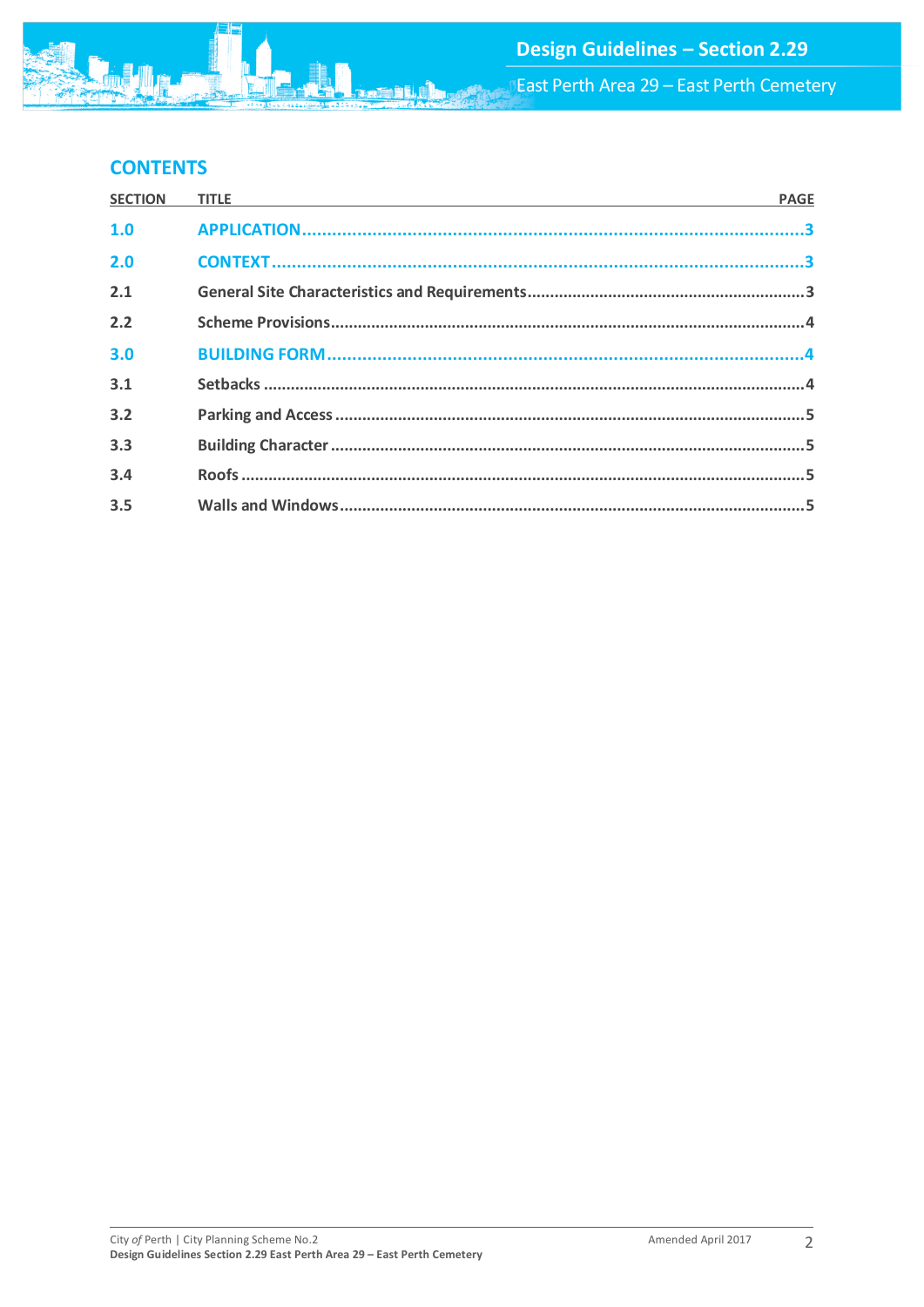## CONTENTS

| SECTION | TITLE | PAGE |
|---|---|---|
| **1.0** | **APPLICATION** | **3** |
| **2.0** | **CONTEXT** | **3** |
| 2.1 | General Site Characteristics and Requirements | 3 |
| 2.2 | Scheme Provisions | 4 |
| **3.0** | **BUILDING FORM** | **4** |
| 3.1 | Setbacks | 4 |
| 3.2 | Parking and Access | 5 |
| 3.3 | Building Character | 5 |
| 3.4 | Roofs | 5 |
| 3.5 | Walls and Windows | 5 |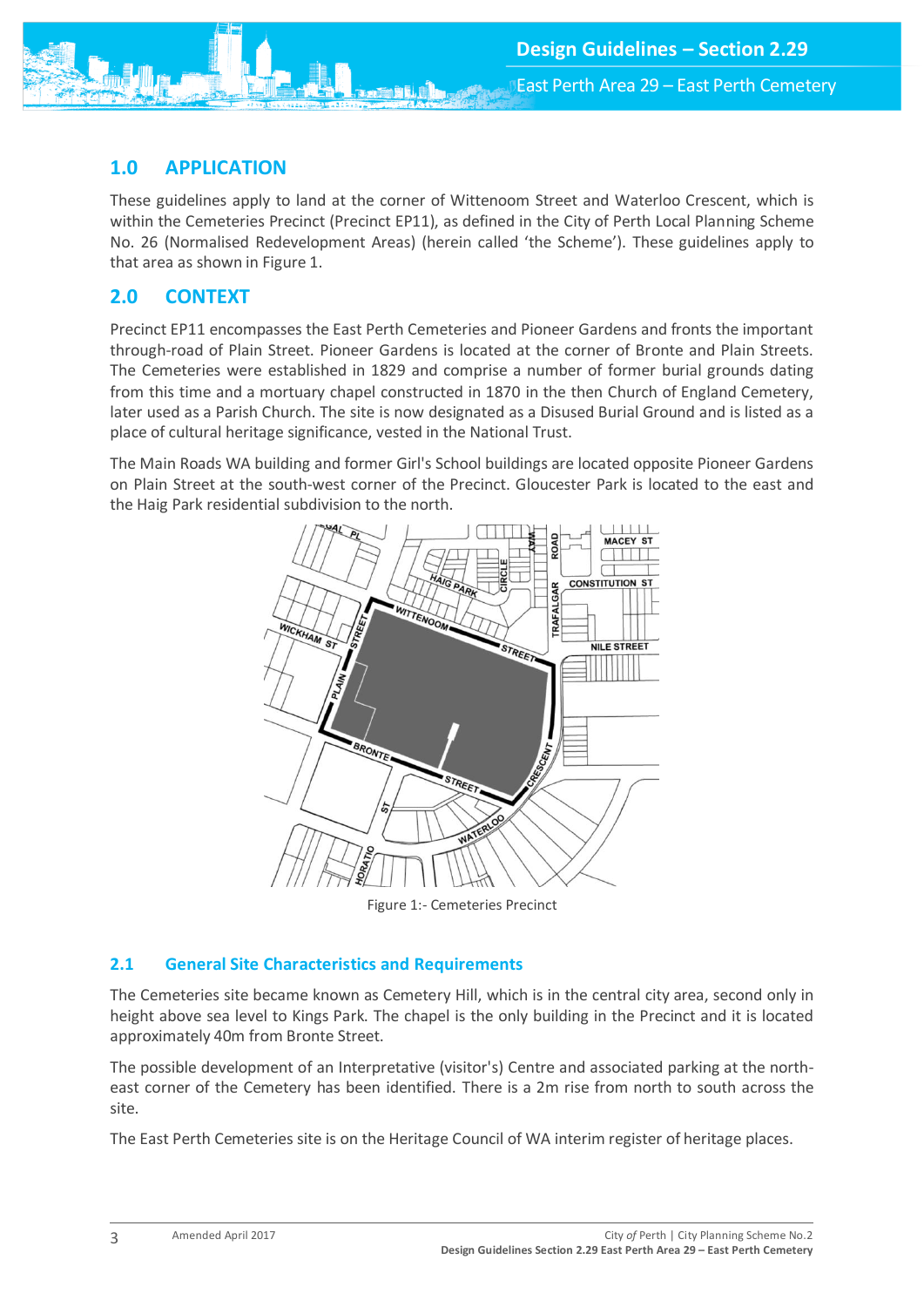## 1.0 APPLICATION

These guidelines apply to land at the corner of Wittenoom Street and Waterloo Crescent, which is within the Cemeteries Precinct (Precinct EP11), as defined in the City of Perth Local Planning Scheme No. 26 (Normalised Redevelopment Areas) (herein called 'the Scheme'). These guidelines apply to that area as shown in Figure 1.

## 2.0 CONTEXT

Precinct EP11 encompasses the East Perth Cemeteries and Pioneer Gardens and fronts the important through-road of Plain Street. Pioneer Gardens is located at the corner of Bronte and Plain Streets. The Cemeteries were established in 1829 and comprise a number of former burial grounds dating from this time and a mortuary chapel constructed in 1870 in the then Church of England Cemetery, later used as a Parish Church. The site is now designated as a Disused Burial Ground and is listed as a place of cultural heritage significance, vested in the National Trust.

The Main Roads WA building and former Girl's School buildings are located opposite Pioneer Gardens on Plain Street at the south-west corner of the Precinct. Gloucester Park is located to the east and the Haig Park residential subdivision to the north.

Figure 1:- Cemeteries Precinct

### 2.1 General Site Characteristics and Requirements

The Cemeteries site became known as Cemetery Hill, which is in the central city area, second only in height above sea level to Kings Park. The chapel is the only building in the Precinct and it is located approximately 40m from Bronte Street.

The possible development of an Interpretative (visitor's) Centre and associated parking at the north-east corner of the Cemetery has been identified. There is a 2m rise from north to south across the site.

The East Perth Cemeteries site is on the Heritage Council of WA interim register of heritage places.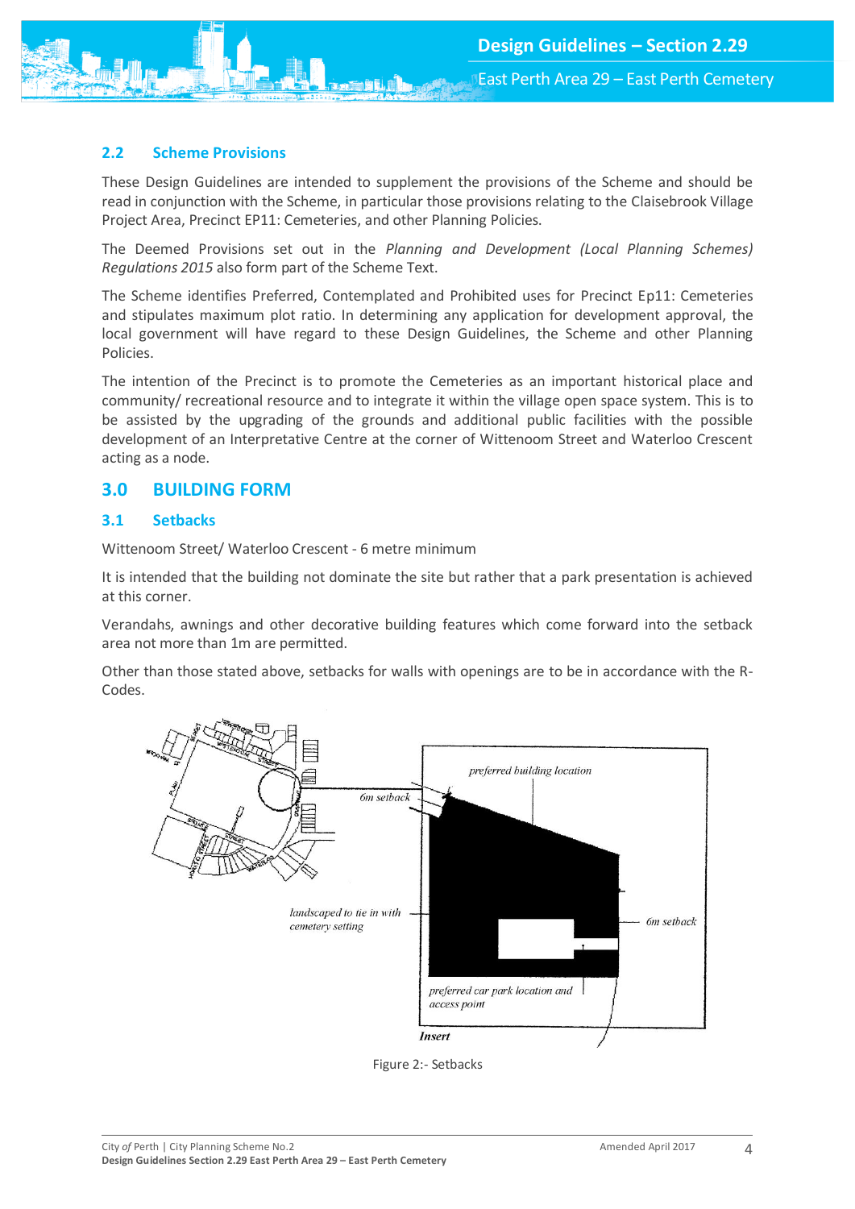## 2.2 Scheme Provisions

These Design Guidelines are intended to supplement the provisions of the Scheme and should be read in conjunction with the Scheme, in particular those provisions relating to the Claisebrook Village Project Area, Precinct EP11: Cemeteries, and other Planning Policies.

The Deemed Provisions set out in the *Planning and Development (Local Planning Schemes) Regulations 2015* also form part of the Scheme Text.

The Scheme identifies Preferred, Contemplated and Prohibited uses for Precinct Ep11: Cemeteries and stipulates maximum plot ratio. In determining any application for development approval, the local government will have regard to these Design Guidelines, the Scheme and other Planning Policies.

The intention of the Precinct is to promote the Cemeteries as an important historical place and community/ recreational resource and to integrate it within the village open space system. This is to be assisted by the upgrading of the grounds and additional public facilities with the possible development of an Interpretative Centre at the corner of Wittenoom Street and Waterloo Crescent acting as a node.

# 3.0 BUILDING FORM

## 3.1 Setbacks

Wittenoom Street/ Waterloo Crescent - 6 metre minimum

It is intended that the building not dominate the site but rather that a park presentation is achieved at this corner.

Verandahs, awnings and other decorative building features which come forward into the setback area not more than 1m are permitted.

Other than those stated above, setbacks for walls with openings are to be in accordance with the R-Codes.

Figure 2:- Setbacks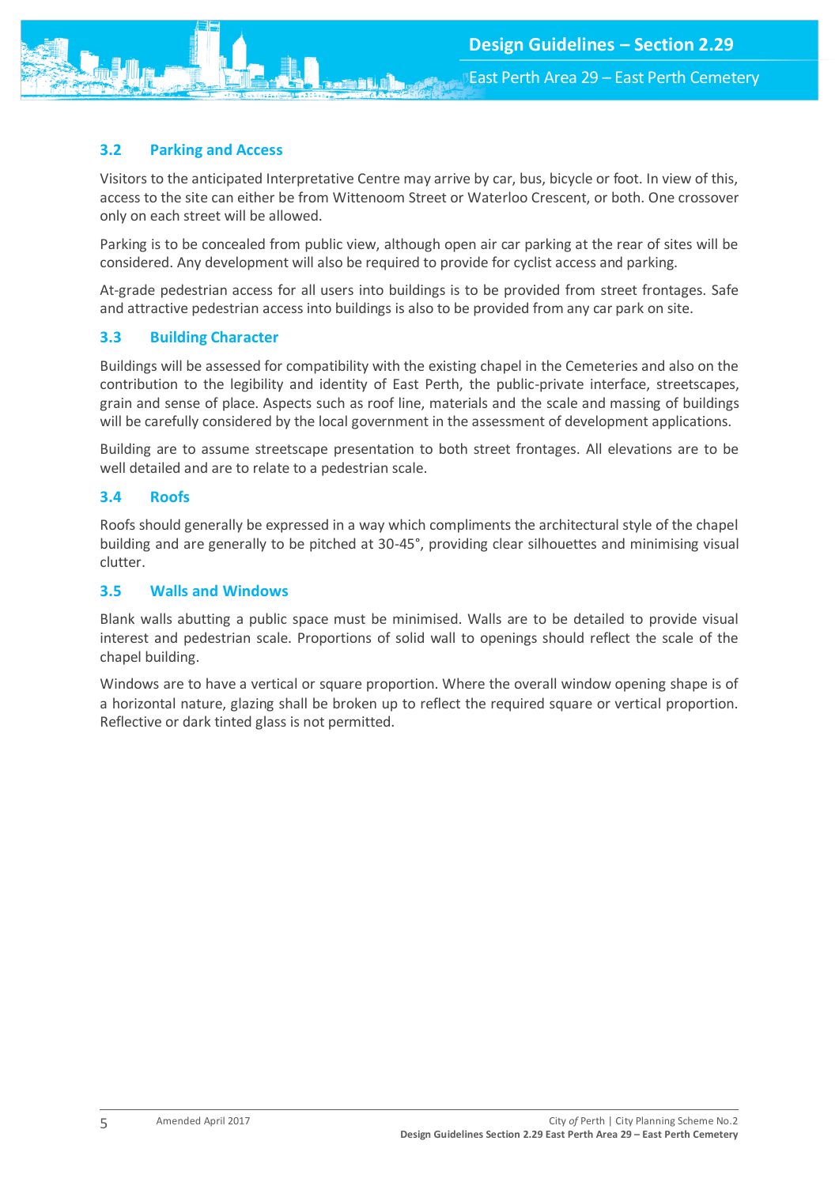### 3.2 Parking and Access

Visitors to the anticipated Interpretative Centre may arrive by car, bus, bicycle or foot. In view of this, access to the site can either be from Wittenoom Street or Waterloo Crescent, or both. One crossover only on each street will be allowed.

Parking is to be concealed from public view, although open air car parking at the rear of sites will be considered. Any development will also be required to provide for cyclist access and parking.

At-grade pedestrian access for all users into buildings is to be provided from street frontages. Safe and attractive pedestrian access into buildings is also to be provided from any car park on site.

### 3.3 Building Character

Buildings will be assessed for compatibility with the existing chapel in the Cemeteries and also on the contribution to the legibility and identity of East Perth, the public-private interface, streetscapes, grain and sense of place. Aspects such as roof line, materials and the scale and massing of buildings will be carefully considered by the local government in the assessment of development applications.

Building are to assume streetscape presentation to both street frontages. All elevations are to be well detailed and are to relate to a pedestrian scale.

### 3.4 Roofs

Roofs should generally be expressed in a way which compliments the architectural style of the chapel building and are generally to be pitched at 30-45°, providing clear silhouettes and minimising visual clutter.

### 3.5 Walls and Windows

Blank walls abutting a public space must be minimised. Walls are to be detailed to provide visual interest and pedestrian scale. Proportions of solid wall to openings should reflect the scale of the chapel building.

Windows are to have a vertical or square proportion. Where the overall window opening shape is of a horizontal nature, glazing shall be broken up to reflect the required square or vertical proportion. Reflective or dark tinted glass is not permitted.